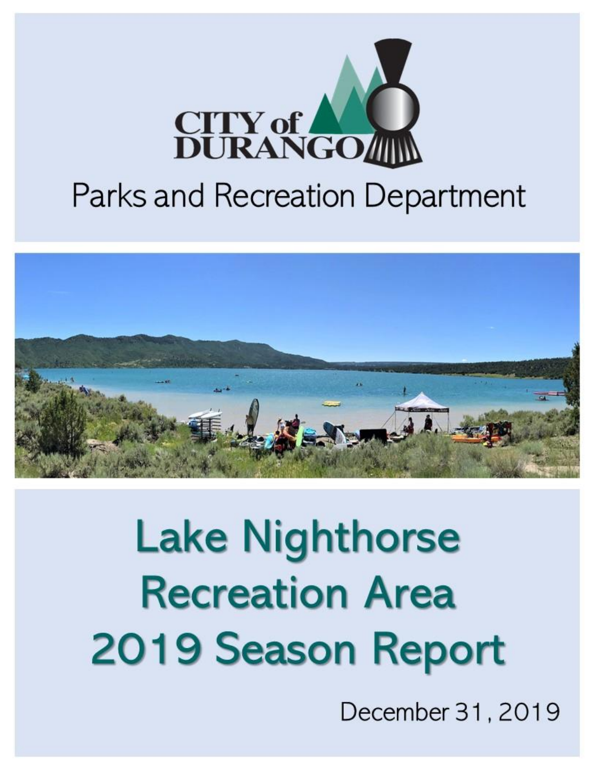CITY of DURANGO

Parks and Recreation Department

# Lake Nighthorse Recreation Area 2019 Season Report

December 31, 2019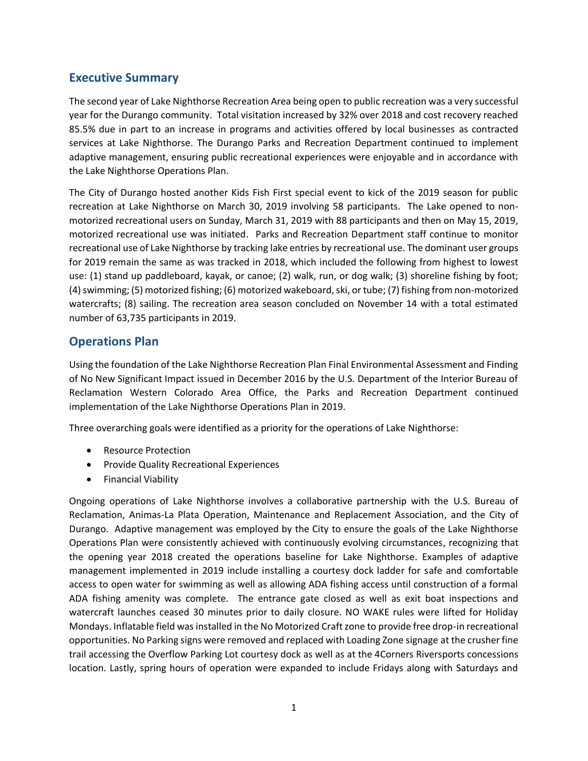## Executive Summary

The second year of Lake Nighthorse Recreation Area being open to public recreation was a very successful year for the Durango community. Total visitation increased by 32% over 2018 and cost recovery reached 85.5% due in part to an increase in programs and activities offered by local businesses as contracted services at Lake Nighthorse. The Durango Parks and Recreation Department continued to implement adaptive management, ensuring public recreational experiences were enjoyable and in accordance with the Lake Nighthorse Operations Plan.

The City of Durango hosted another Kids Fish First special event to kick of the 2019 season for public recreation at Lake Nighthorse on March 30, 2019 involving 58 participants. The Lake opened to non-motorized recreational users on Sunday, March 31, 2019 with 88 participants and then on May 15, 2019, motorized recreational use was initiated. Parks and Recreation Department staff continue to monitor recreational use of Lake Nighthorse by tracking lake entries by recreational use. The dominant user groups for 2019 remain the same as was tracked in 2018, which included the following from highest to lowest use: (1) stand up paddleboard, kayak, or canoe; (2) walk, run, or dog walk; (3) shoreline fishing by foot; (4) swimming; (5) motorized fishing; (6) motorized wakeboard, ski, or tube; (7) fishing from non-motorized watercrafts; (8) sailing. The recreation area season concluded on November 14 with a total estimated number of 63,735 participants in 2019.

## Operations Plan

Using the foundation of the Lake Nighthorse Recreation Plan Final Environmental Assessment and Finding of No New Significant Impact issued in December 2016 by the U.S. Department of the Interior Bureau of Reclamation Western Colorado Area Office, the Parks and Recreation Department continued implementation of the Lake Nighthorse Operations Plan in 2019.

Three overarching goals were identified as a priority for the operations of Lake Nighthorse:

- Resource Protection
- Provide Quality Recreational Experiences
- Financial Viability

Ongoing operations of Lake Nighthorse involves a collaborative partnership with the U.S. Bureau of Reclamation, Animas-La Plata Operation, Maintenance and Replacement Association, and the City of Durango. Adaptive management was employed by the City to ensure the goals of the Lake Nighthorse Operations Plan were consistently achieved with continuously evolving circumstances, recognizing that the opening year 2018 created the operations baseline for Lake Nighthorse. Examples of adaptive management implemented in 2019 include installing a courtesy dock ladder for safe and comfortable access to open water for swimming as well as allowing ADA fishing access until construction of a formal ADA fishing amenity was complete. The entrance gate closed as well as exit boat inspections and watercraft launches ceased 30 minutes prior to daily closure. NO WAKE rules were lifted for Holiday Mondays. Inflatable field was installed in the No Motorized Craft zone to provide free drop-in recreational opportunities. No Parking signs were removed and replaced with Loading Zone signage at the crusher fine trail accessing the Overflow Parking Lot courtesy dock as well as at the 4Corners Riversports concessions location. Lastly, spring hours of operation were expanded to include Fridays along with Saturdays and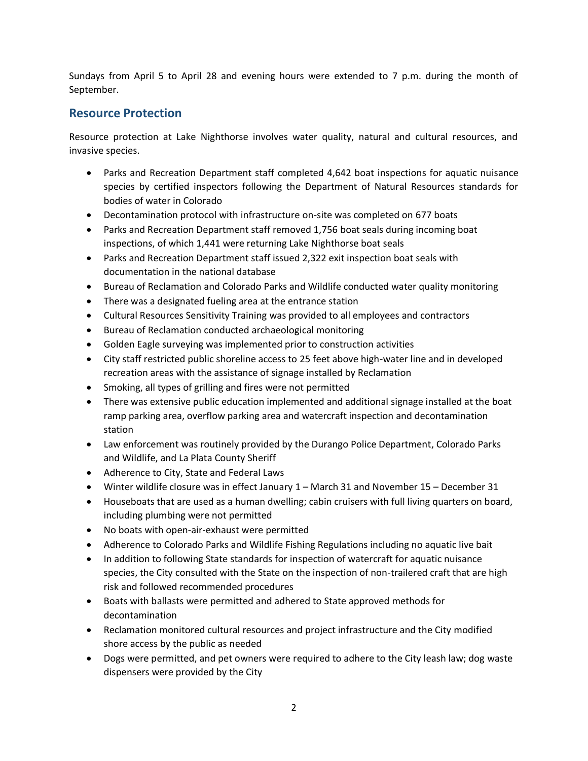Sundays from April 5 to April 28 and evening hours were extended to 7 p.m. during the month of September.

## Resource Protection

Resource protection at Lake Nighthorse involves water quality, natural and cultural resources, and invasive species.

- Parks and Recreation Department staff completed 4,642 boat inspections for aquatic nuisance species by certified inspectors following the Department of Natural Resources standards for bodies of water in Colorado
- Decontamination protocol with infrastructure on-site was completed on 677 boats
- Parks and Recreation Department staff removed 1,756 boat seals during incoming boat inspections, of which 1,441 were returning Lake Nighthorse boat seals
- Parks and Recreation Department staff issued 2,322 exit inspection boat seals with documentation in the national database
- Bureau of Reclamation and Colorado Parks and Wildlife conducted water quality monitoring
- There was a designated fueling area at the entrance station
- Cultural Resources Sensitivity Training was provided to all employees and contractors
- Bureau of Reclamation conducted archaeological monitoring
- Golden Eagle surveying was implemented prior to construction activities
- City staff restricted public shoreline access to 25 feet above high-water line and in developed recreation areas with the assistance of signage installed by Reclamation
- Smoking, all types of grilling and fires were not permitted
- There was extensive public education implemented and additional signage installed at the boat ramp parking area, overflow parking area and watercraft inspection and decontamination station
- Law enforcement was routinely provided by the Durango Police Department, Colorado Parks and Wildlife, and La Plata County Sheriff
- Adherence to City, State and Federal Laws
- Winter wildlife closure was in effect January 1 – March 31 and November 15 – December 31
- Houseboats that are used as a human dwelling; cabin cruisers with full living quarters on board, including plumbing were not permitted
- No boats with open-air-exhaust were permitted
- Adherence to Colorado Parks and Wildlife Fishing Regulations including no aquatic live bait
- In addition to following State standards for inspection of watercraft for aquatic nuisance species, the City consulted with the State on the inspection of non-trailered craft that are high risk and followed recommended procedures
- Boats with ballasts were permitted and adhered to State approved methods for decontamination
- Reclamation monitored cultural resources and project infrastructure and the City modified shore access by the public as needed
- Dogs were permitted, and pet owners were required to adhere to the City leash law; dog waste dispensers were provided by the City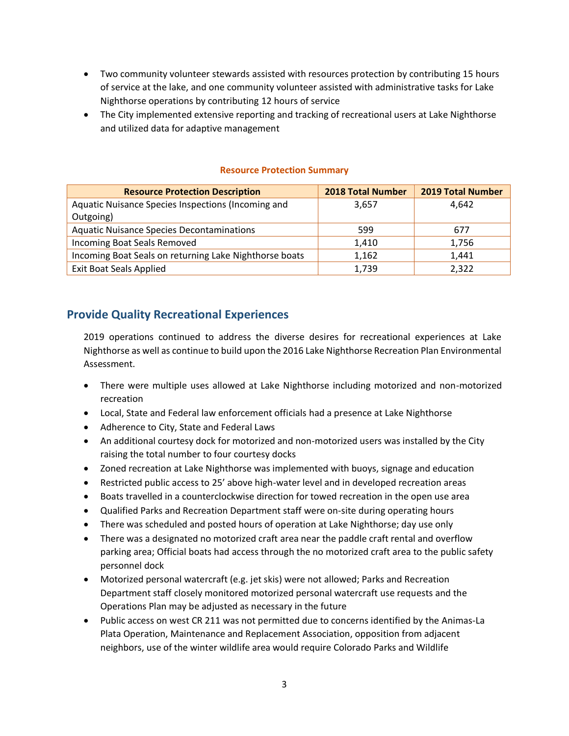- Two community volunteer stewards assisted with resources protection by contributing 15 hours of service at the lake, and one community volunteer assisted with administrative tasks for Lake Nighthorse operations by contributing 12 hours of service
- The City implemented extensive reporting and tracking of recreational users at Lake Nighthorse and utilized data for adaptive management

**Resource Protection Summary**

| Resource Protection Description | 2018 Total Number | 2019 Total Number |
|---|---|---|
| Aquatic Nuisance Species Inspections (Incoming and Outgoing) | 3,657 | 4,642 |
| Aquatic Nuisance Species Decontaminations | 599 | 677 |
| Incoming Boat Seals Removed | 1,410 | 1,756 |
| Incoming Boat Seals on returning Lake Nighthorse boats | 1,162 | 1,441 |
| Exit Boat Seals Applied | 1,739 | 2,322 |

## Provide Quality Recreational Experiences

2019 operations continued to address the diverse desires for recreational experiences at Lake Nighthorse as well as continue to build upon the 2016 Lake Nighthorse Recreation Plan Environmental Assessment.

- There were multiple uses allowed at Lake Nighthorse including motorized and non-motorized recreation
- Local, State and Federal law enforcement officials had a presence at Lake Nighthorse
- Adherence to City, State and Federal Laws
- An additional courtesy dock for motorized and non-motorized users was installed by the City raising the total number to four courtesy docks
- Zoned recreation at Lake Nighthorse was implemented with buoys, signage and education
- Restricted public access to 25' above high-water level and in developed recreation areas
- Boats travelled in a counterclockwise direction for towed recreation in the open use area
- Qualified Parks and Recreation Department staff were on-site during operating hours
- There was scheduled and posted hours of operation at Lake Nighthorse; day use only
- There was a designated no motorized craft area near the paddle craft rental and overflow parking area; Official boats had access through the no motorized craft area to the public safety personnel dock
- Motorized personal watercraft (e.g. jet skis) were not allowed; Parks and Recreation Department staff closely monitored motorized personal watercraft use requests and the Operations Plan may be adjusted as necessary in the future
- Public access on west CR 211 was not permitted due to concerns identified by the Animas-La Plata Operation, Maintenance and Replacement Association, opposition from adjacent neighbors, use of the winter wildlife area would require Colorado Parks and Wildlife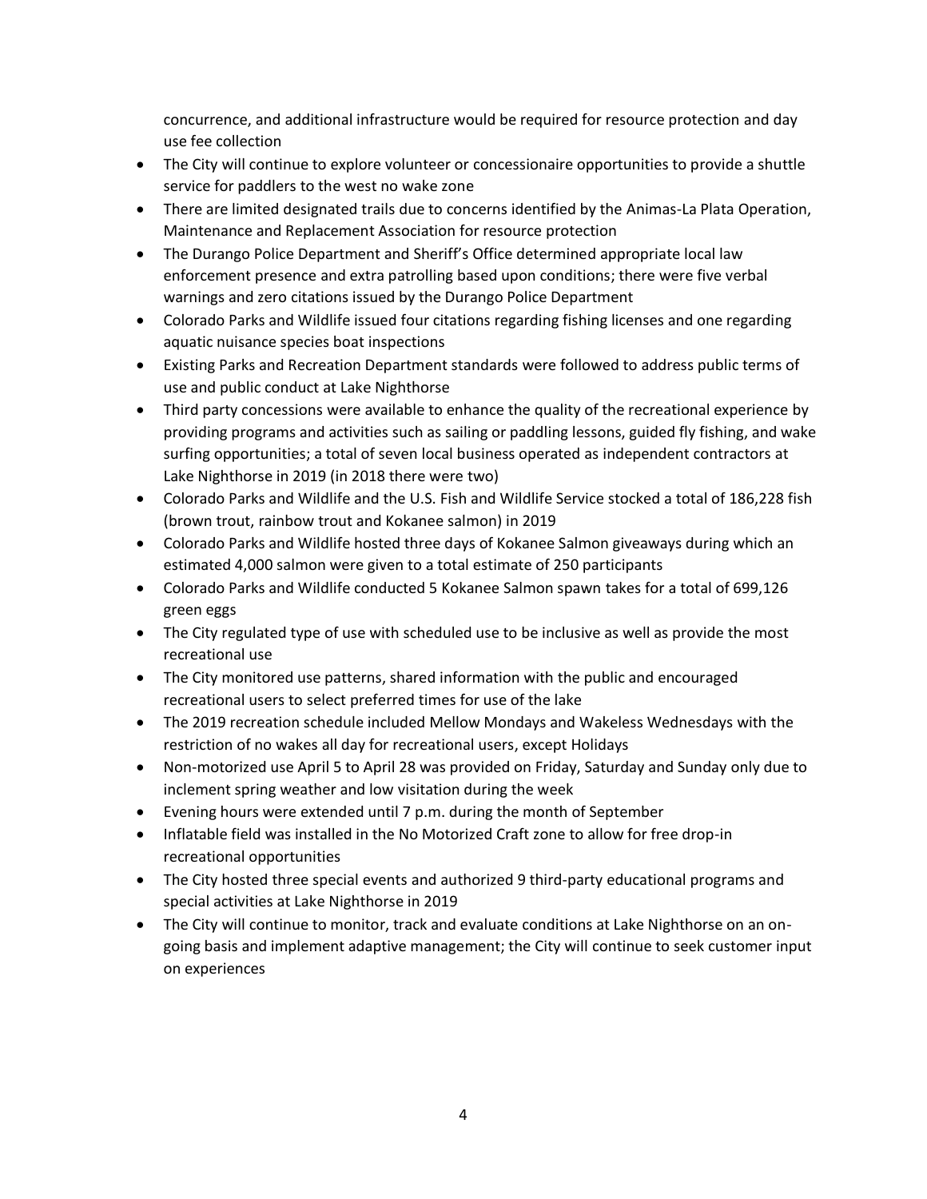concurrence, and additional infrastructure would be required for resource protection and day use fee collection

- The City will continue to explore volunteer or concessionaire opportunities to provide a shuttle service for paddlers to the west no wake zone
- There are limited designated trails due to concerns identified by the Animas-La Plata Operation, Maintenance and Replacement Association for resource protection
- The Durango Police Department and Sheriff's Office determined appropriate local law enforcement presence and extra patrolling based upon conditions; there were five verbal warnings and zero citations issued by the Durango Police Department
- Colorado Parks and Wildlife issued four citations regarding fishing licenses and one regarding aquatic nuisance species boat inspections
- Existing Parks and Recreation Department standards were followed to address public terms of use and public conduct at Lake Nighthorse
- Third party concessions were available to enhance the quality of the recreational experience by providing programs and activities such as sailing or paddling lessons, guided fly fishing, and wake surfing opportunities; a total of seven local business operated as independent contractors at Lake Nighthorse in 2019 (in 2018 there were two)
- Colorado Parks and Wildlife and the U.S. Fish and Wildlife Service stocked a total of 186,228 fish (brown trout, rainbow trout and Kokanee salmon) in 2019
- Colorado Parks and Wildlife hosted three days of Kokanee Salmon giveaways during which an estimated 4,000 salmon were given to a total estimate of 250 participants
- Colorado Parks and Wildlife conducted 5 Kokanee Salmon spawn takes for a total of 699,126 green eggs
- The City regulated type of use with scheduled use to be inclusive as well as provide the most recreational use
- The City monitored use patterns, shared information with the public and encouraged recreational users to select preferred times for use of the lake
- The 2019 recreation schedule included Mellow Mondays and Wakeless Wednesdays with the restriction of no wakes all day for recreational users, except Holidays
- Non-motorized use April 5 to April 28 was provided on Friday, Saturday and Sunday only due to inclement spring weather and low visitation during the week
- Evening hours were extended until 7 p.m. during the month of September
- Inflatable field was installed in the No Motorized Craft zone to allow for free drop-in recreational opportunities
- The City hosted three special events and authorized 9 third-party educational programs and special activities at Lake Nighthorse in 2019
- The City will continue to monitor, track and evaluate conditions at Lake Nighthorse on an on-going basis and implement adaptive management; the City will continue to seek customer input on experiences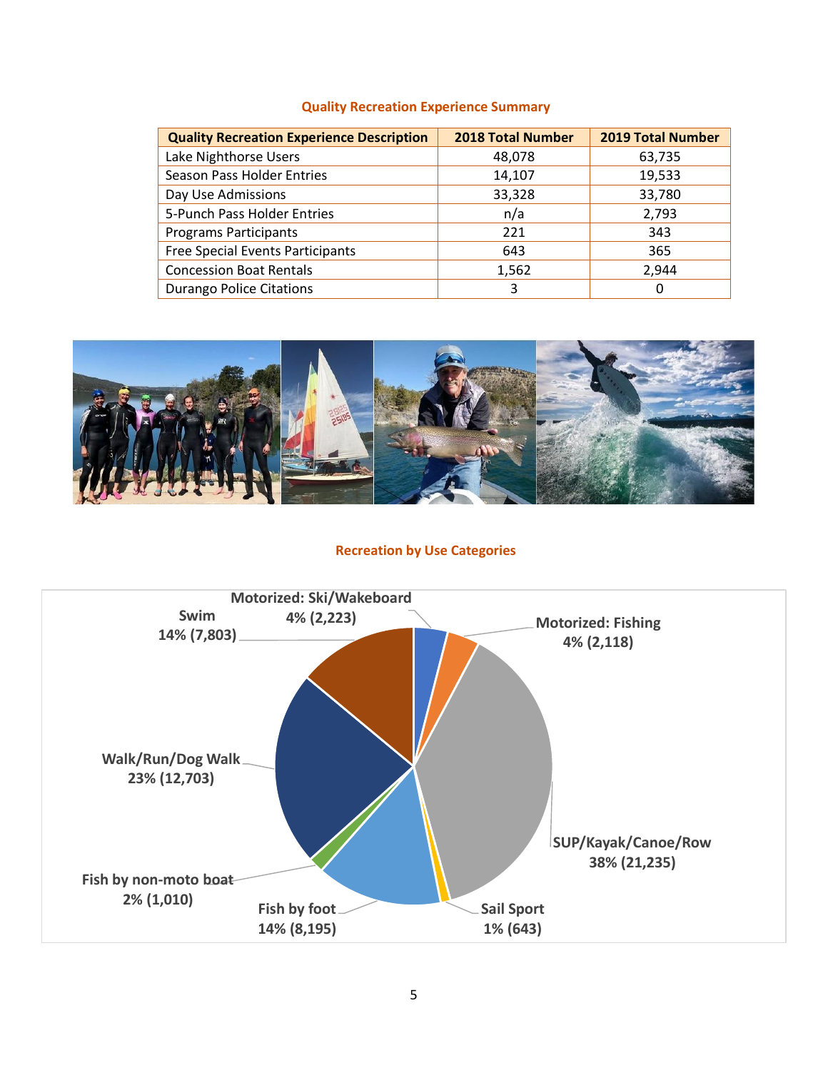## Quality Recreation Experience Summary

| Quality Recreation Experience Description | 2018 Total Number | 2019 Total Number |
|---|---|---|
| Lake Nighthorse Users | 48,078 | 63,735 |
| Season Pass Holder Entries | 14,107 | 19,533 |
| Day Use Admissions | 33,328 | 33,780 |
| 5-Punch Pass Holder Entries | n/a | 2,793 |
| Programs Participants | 221 | 343 |
| Free Special Events Participants | 643 | 365 |
| Concession Boat Rentals | 1,562 | 2,944 |
| Durango Police Citations | 3 | 0 |

## Recreation by Use Categories

- Motorized: Ski/Wakeboard 4% (2,223)
- Motorized: Fishing 4% (2,118)
- SUP/Kayak/Canoe/Row 38% (21,235)
- Sail Sport 1% (643)
- Fish by foot 14% (8,195)
- Fish by non-moto boat 2% (1,010)
- Walk/Run/Dog Walk 23% (12,703)
- Swim 14% (7,803)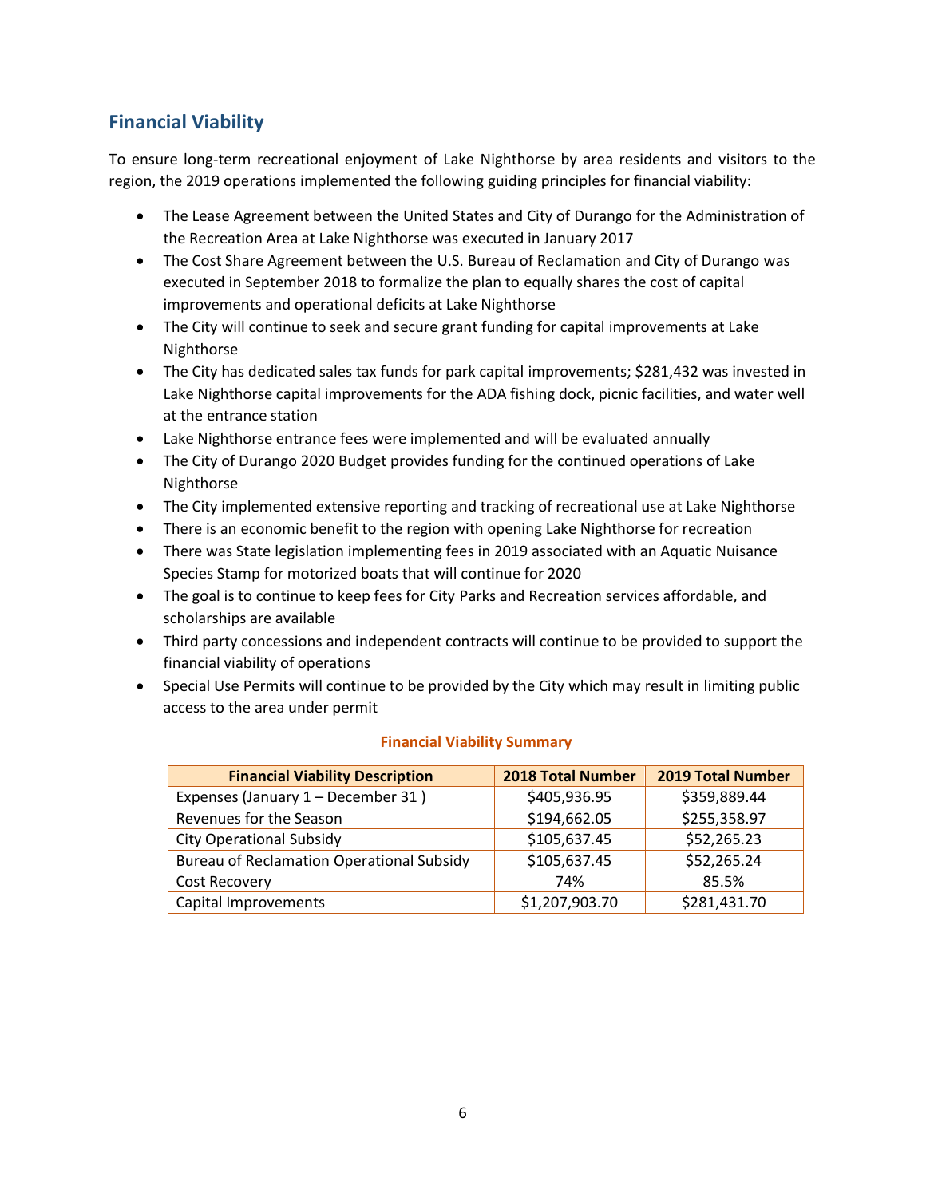## Financial Viability

To ensure long-term recreational enjoyment of Lake Nighthorse by area residents and visitors to the region, the 2019 operations implemented the following guiding principles for financial viability:

- The Lease Agreement between the United States and City of Durango for the Administration of the Recreation Area at Lake Nighthorse was executed in January 2017
- The Cost Share Agreement between the U.S. Bureau of Reclamation and City of Durango was executed in September 2018 to formalize the plan to equally shares the cost of capital improvements and operational deficits at Lake Nighthorse
- The City will continue to seek and secure grant funding for capital improvements at Lake Nighthorse
- The City has dedicated sales tax funds for park capital improvements; $281,432 was invested in Lake Nighthorse capital improvements for the ADA fishing dock, picnic facilities, and water well at the entrance station
- Lake Nighthorse entrance fees were implemented and will be evaluated annually
- The City of Durango 2020 Budget provides funding for the continued operations of Lake Nighthorse
- The City implemented extensive reporting and tracking of recreational use at Lake Nighthorse
- There is an economic benefit to the region with opening Lake Nighthorse for recreation
- There was State legislation implementing fees in 2019 associated with an Aquatic Nuisance Species Stamp for motorized boats that will continue for 2020
- The goal is to continue to keep fees for City Parks and Recreation services affordable, and scholarships are available
- Third party concessions and independent contracts will continue to be provided to support the financial viability of operations
- Special Use Permits will continue to be provided by the City which may result in limiting public access to the area under permit

**Financial Viability Summary**

| Financial Viability Description | 2018 Total Number | 2019 Total Number |
|---|---|---|
| Expenses (January 1 – December 31 ) | $405,936.95 | $359,889.44 |
| Revenues for the Season | $194,662.05 | $255,358.97 |
| City Operational Subsidy | $105,637.45 | $52,265.23 |
| Bureau of Reclamation Operational Subsidy | $105,637.45 | $52,265.24 |
| Cost Recovery | 74% | 85.5% |
| Capital Improvements | $1,207,903.70 | $281,431.70 |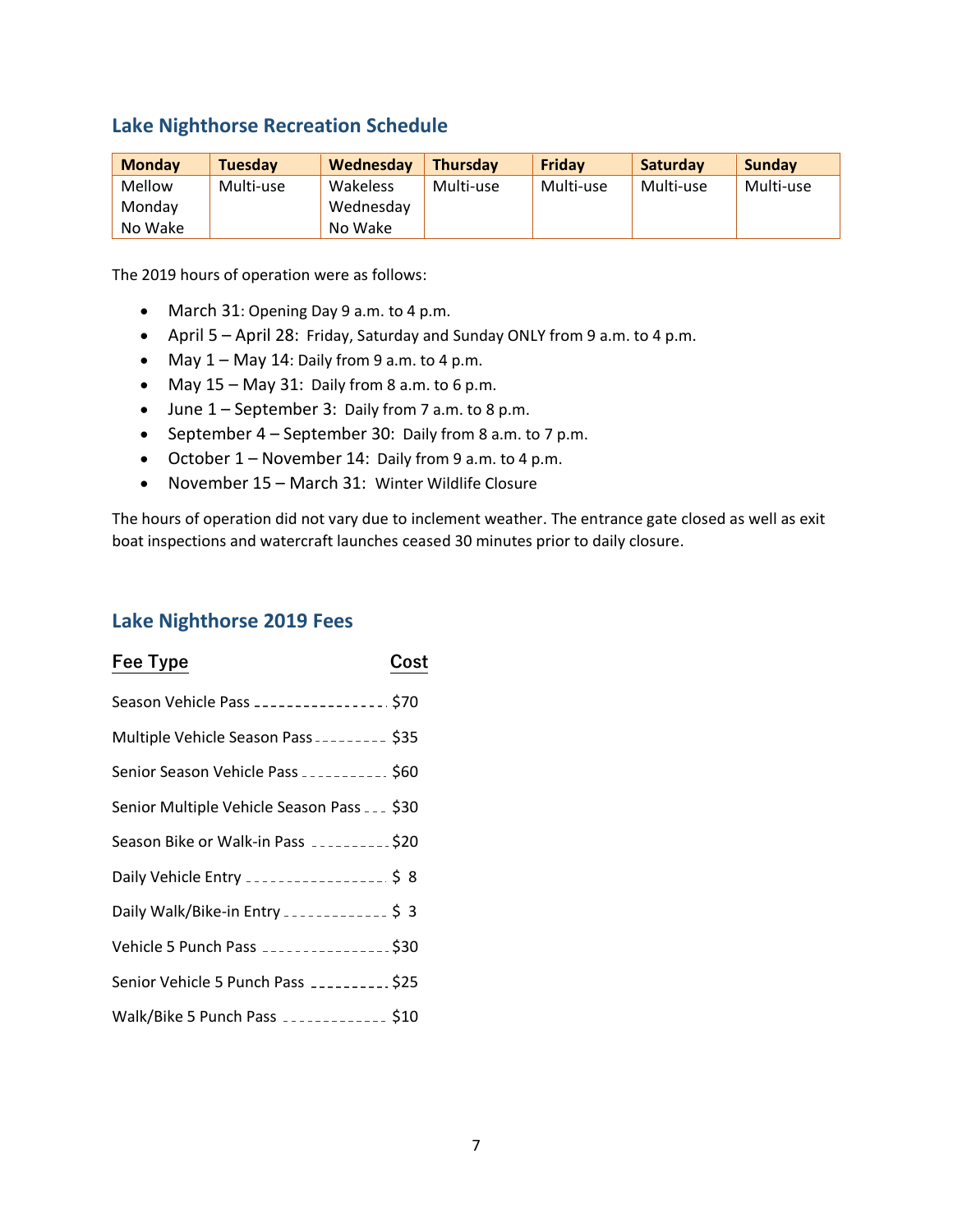## Lake Nighthorse Recreation Schedule

| Monday | Tuesday | Wednesday | Thursday | Friday | Saturday | Sunday |
|---|---|---|---|---|---|---|
| Mellow Monday No Wake | Multi-use | Wakeless Wednesday No Wake | Multi-use | Multi-use | Multi-use | Multi-use |

The 2019 hours of operation were as follows:

- March 31: Opening Day 9 a.m. to 4 p.m.
- April 5 – April 28: Friday, Saturday and Sunday ONLY from 9 a.m. to 4 p.m.
- May 1 – May 14: Daily from 9 a.m. to 4 p.m.
- May 15 – May 31: Daily from 8 a.m. to 6 p.m.
- June 1 – September 3: Daily from 7 a.m. to 8 p.m.
- September 4 – September 30: Daily from 8 a.m. to 7 p.m.
- October 1 – November 14: Daily from 9 a.m. to 4 p.m.
- November 15 – March 31: Winter Wildlife Closure

The hours of operation did not vary due to inclement weather. The entrance gate closed as well as exit boat inspections and watercraft launches ceased 30 minutes prior to daily closure.

## Lake Nighthorse 2019 Fees

| Fee Type | Cost |
|---|---|
| Season Vehicle Pass | $70 |
| Multiple Vehicle Season Pass | $35 |
| Senior Season Vehicle Pass | $60 |
| Senior Multiple Vehicle Season Pass | $30 |
| Season Bike or Walk-in Pass | $20 |
| Daily Vehicle Entry | $ 8 |
| Daily Walk/Bike-in Entry | $ 3 |
| Vehicle 5 Punch Pass | $30 |
| Senior Vehicle 5 Punch Pass | $25 |
| Walk/Bike 5 Punch Pass | $10 |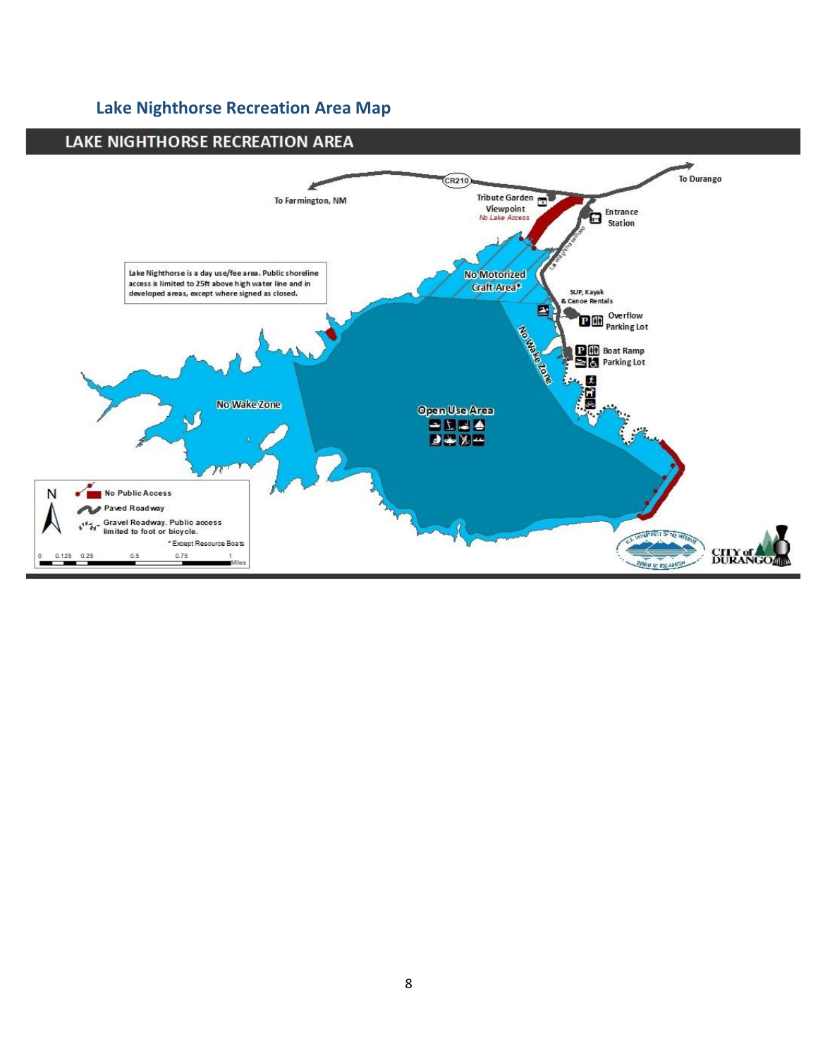## Lake Nighthorse Recreation Area Map

LAKE NIGHTHORSE RECREATION AREA

To Farmington, NM

CR210

To Durango

Tribute Garden Viewpoint

*No Lake Access*

Entrance Station

Lake Nighthorse is a day use/fee area. Public shoreline access is limited to 25ft above high water line and in developed areas, except where signed as closed.

No Motorized Craft Area*

SUP, Kayak & Canoe Rentals

Overflow Parking Lot

Boat Ramp Parking Lot

No Wake Zone

No Wake Zone

Open Use Area

N

No Public Access

Paved Roadway

Gravel Roadway. Public access limited to foot or bicycle.

* Except Resource Boats

0 0.125 0.25 0.5 0.75 1 Miles

CITY of DURANGO